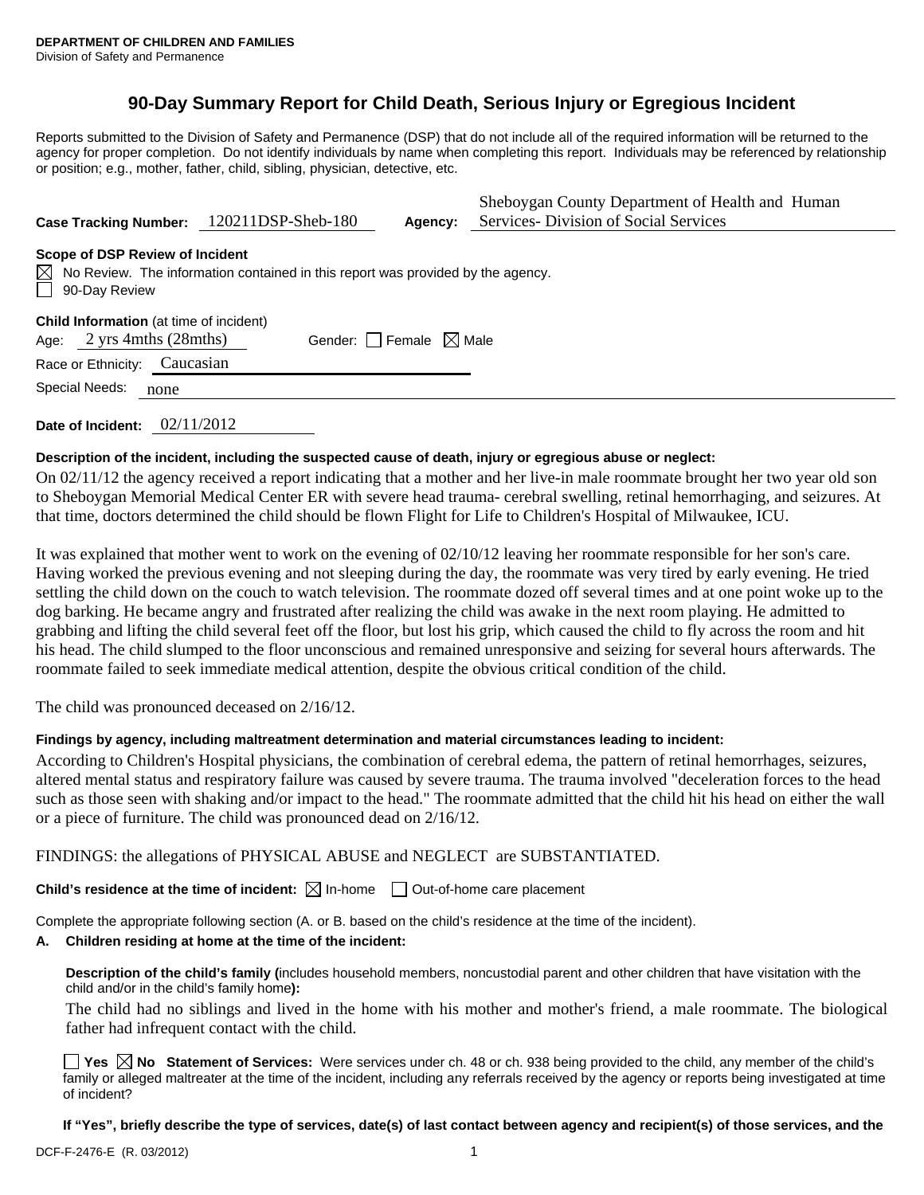**DEPARTMENT OF CHILDREN AND FAMILIES**
Division of Safety and Permanence

# 90-Day Summary Report for Child Death, Serious Injury or Egregious Incident

Reports submitted to the Division of Safety and Permanence (DSP) that do not include all of the required information will be returned to the agency for proper completion. Do not identify individuals by name when completing this report. Individuals may be referenced by relationship or position; e.g., mother, father, child, sibling, physician, detective, etc.

**Case Tracking Number:** 120211DSP-Sheb-180 **Agency:** Sheboygan County Department of Health and Human Services- Division of Social Services

**Scope of DSP Review of Incident**

☒ No Review. The information contained in this report was provided by the agency.
☐ 90-Day Review

**Child Information** (at time of incident)

Age: 2 yrs 4mths (28mths) Gender: ☐ Female ☒ Male

Race or Ethnicity: Caucasian

Special Needs: none

**Date of Incident:** 02/11/2012

**Description of the incident, including the suspected cause of death, injury or egregious abuse or neglect:**

On 02/11/12 the agency received a report indicating that a mother and her live-in male roommate brought her two year old son to Sheboygan Memorial Medical Center ER with severe head trauma- cerebral swelling, retinal hemorrhaging, and seizures. At that time, doctors determined the child should be flown Flight for Life to Children's Hospital of Milwaukee, ICU.

It was explained that mother went to work on the evening of 02/10/12 leaving her roommate responsible for her son's care. Having worked the previous evening and not sleeping during the day, the roommate was very tired by early evening. He tried settling the child down on the couch to watch television. The roommate dozed off several times and at one point woke up to the dog barking. He became angry and frustrated after realizing the child was awake in the next room playing. He admitted to grabbing and lifting the child several feet off the floor, but lost his grip, which caused the child to fly across the room and hit his head. The child slumped to the floor unconscious and remained unresponsive and seizing for several hours afterwards. The roommate failed to seek immediate medical attention, despite the obvious critical condition of the child.

The child was pronounced deceased on 2/16/12.

**Findings by agency, including maltreatment determination and material circumstances leading to incident:**

According to Children's Hospital physicians, the combination of cerebral edema, the pattern of retinal hemorrhages, seizures, altered mental status and respiratory failure was caused by severe trauma. The trauma involved "deceleration forces to the head such as those seen with shaking and/or impact to the head." The roommate admitted that the child hit his head on either the wall or a piece of furniture. The child was pronounced dead on 2/16/12.

FINDINGS: the allegations of PHYSICAL ABUSE and NEGLECT are SUBSTANTIATED.

**Child's residence at the time of incident:** ☒ In-home ☐ Out-of-home care placement

Complete the appropriate following section (A. or B. based on the child's residence at the time of the incident).

**A. Children residing at home at the time of the incident:**

**Description of the child's family (**includes household members, noncustodial parent and other children that have visitation with the child and/or in the child's family home**):**

The child had no siblings and lived in the home with his mother and mother's friend, a male roommate. The biological father had infrequent contact with the child.

☐ **Yes** ☒ **No Statement of Services:** Were services under ch. 48 or ch. 938 being provided to the child, any member of the child's family or alleged maltreater at the time of the incident, including any referrals received by the agency or reports being investigated at time of incident?

**If "Yes", briefly describe the type of services, date(s) of last contact between agency and recipient(s) of those services, and the**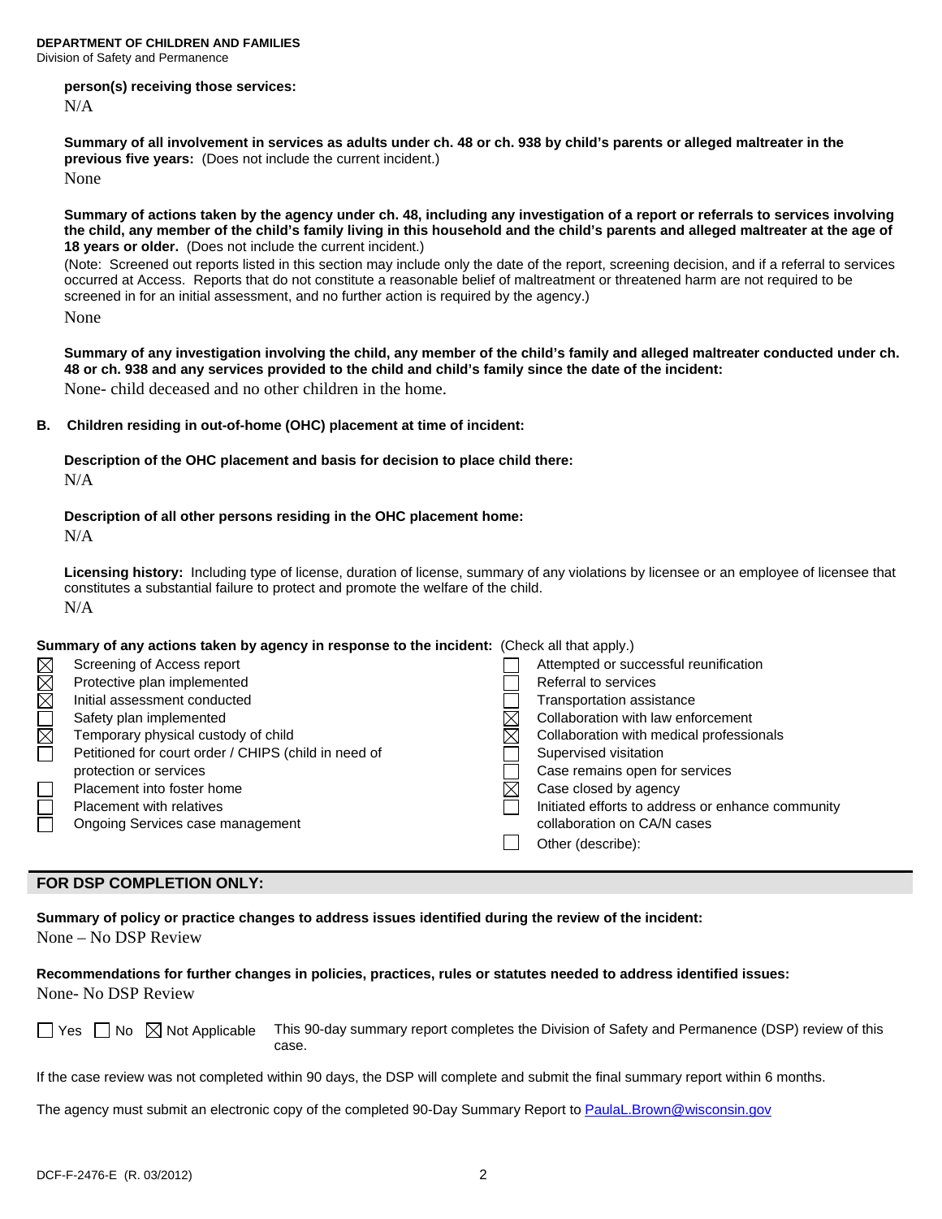**DEPARTMENT OF CHILDREN AND FAMILIES**
Division of Safety and Permanence

**person(s) receiving those services:**
N/A

**Summary of all involvement in services as adults under ch. 48 or ch. 938 by child's parents or alleged maltreater in the previous five years:** (Does not include the current incident.)
None

**Summary of actions taken by the agency under ch. 48, including any investigation of a report or referrals to services involving the child, any member of the child's family living in this household and the child's parents and alleged maltreater at the age of 18 years or older.** (Does not include the current incident.)
(Note: Screened out reports listed in this section may include only the date of the report, screening decision, and if a referral to services occurred at Access. Reports that do not constitute a reasonable belief of maltreatment or threatened harm are not required to be screened in for an initial assessment, and no further action is required by the agency.)
None

**Summary of any investigation involving the child, any member of the child's family and alleged maltreater conducted under ch. 48 or ch. 938 and any services provided to the child and child's family since the date of the incident:**
None- child deceased and no other children in the home.

**B. Children residing in out-of-home (OHC) placement at time of incident:**

**Description of the OHC placement and basis for decision to place child there:**
N/A

**Description of all other persons residing in the OHC placement home:**
N/A

**Licensing history:** Including type of license, duration of license, summary of any violations by licensee or an employee of licensee that constitutes a substantial failure to protect and promote the welfare of the child.
N/A

**Summary of any actions taken by agency in response to the incident:** (Check all that apply.)

- ☒ Screening of Access report
- ☒ Protective plan implemented
- ☒ Initial assessment conducted
- ☐ Safety plan implemented
- ☒ Temporary physical custody of child
- ☐ Petitioned for court order / CHIPS (child in need of protection or services
- ☐ Placement into foster home
- ☐ Placement with relatives
- ☐ Ongoing Services case management
- ☐ Attempted or successful reunification
- ☐ Referral to services
- ☐ Transportation assistance
- ☒ Collaboration with law enforcement
- ☒ Collaboration with medical professionals
- ☐ Supervised visitation
- ☐ Case remains open for services
- ☒ Case closed by agency
- ☐ Initiated efforts to address or enhance community collaboration on CA/N cases
- ☐ Other (describe):

## FOR DSP COMPLETION ONLY:

**Summary of policy or practice changes to address issues identified during the review of the incident:**
None – No DSP Review

**Recommendations for further changes in policies, practices, rules or statutes needed to address identified issues:**
None- No DSP Review

☐ Yes ☐ No ☒ Not Applicable This 90-day summary report completes the Division of Safety and Permanence (DSP) review of this case.

If the case review was not completed within 90 days, the DSP will complete and submit the final summary report within 6 months.

The agency must submit an electronic copy of the completed 90-Day Summary Report to PaulaL.Brown@wisconsin.gov

DCF-F-2476-E (R. 03/2012)